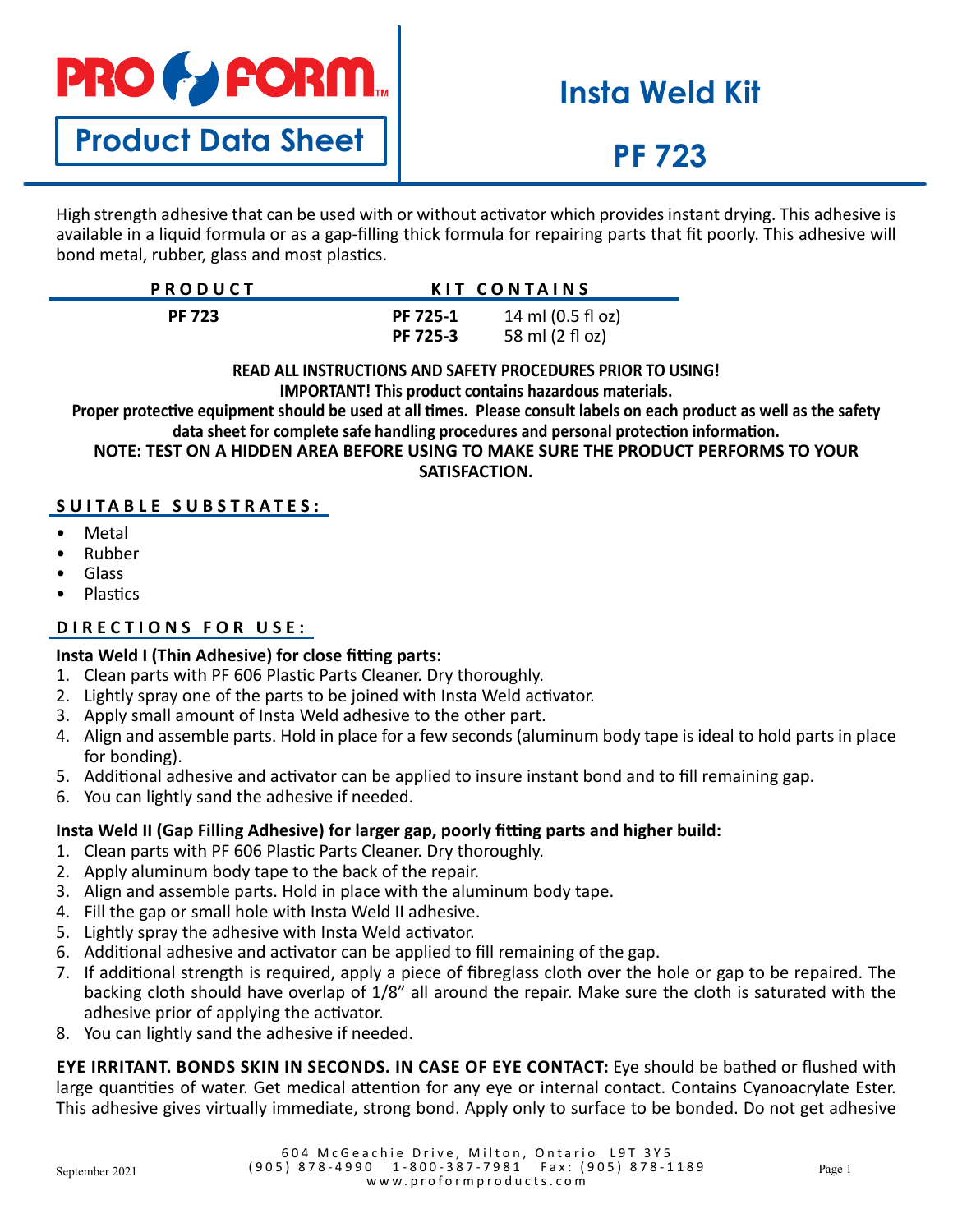# PRO FORM

## Product Data Sheet

# Insta Weld Kit

# PF 723

High strength adhesive that can be used with or without activator which provides instant drying. This adhesive is available in a liquid formula or as a gap-filling thick formula for repairing parts that fit poorly. This adhesive will bond metal, rubber, glass and most plastics.

| PRODUCT | KIT CONTAINS | |
|---|---|---|
| **PF 723** | **PF 725-1** | 14 ml (0.5 fl oz) |
| | **PF 725-3** | 58 ml (2 fl oz) |

**READ ALL INSTRUCTIONS AND SAFETY PROCEDURES PRIOR TO USING!**
**IMPORTANT! This product contains hazardous materials.**
**Proper protective equipment should be used at all times. Please consult labels on each product as well as the safety data sheet for complete safe handling procedures and personal protection information.**
**NOTE: TEST ON A HIDDEN AREA BEFORE USING TO MAKE SURE THE PRODUCT PERFORMS TO YOUR SATISFACTION.**

## SUITABLE SUBSTRATES:

- Metal
- Rubber
- Glass
- Plastics

## DIRECTIONS FOR USE:

**Insta Weld I (Thin Adhesive) for close fitting parts:**

1. Clean parts with PF 606 Plastic Parts Cleaner. Dry thoroughly.
2. Lightly spray one of the parts to be joined with Insta Weld activator.
3. Apply small amount of Insta Weld adhesive to the other part.
4. Align and assemble parts. Hold in place for a few seconds (aluminum body tape is ideal to hold parts in place for bonding).
5. Additional adhesive and activator can be applied to insure instant bond and to fill remaining gap.
6. You can lightly sand the adhesive if needed.

**Insta Weld II (Gap Filling Adhesive) for larger gap, poorly fitting parts and higher build:**

1. Clean parts with PF 606 Plastic Parts Cleaner. Dry thoroughly.
2. Apply aluminum body tape to the back of the repair.
3. Align and assemble parts. Hold in place with the aluminum body tape.
4. Fill the gap or small hole with Insta Weld II adhesive.
5. Lightly spray the adhesive with Insta Weld activator.
6. Additional adhesive and activator can be applied to fill remaining of the gap.
7. If additional strength is required, apply a piece of fibreglass cloth over the hole or gap to be repaired. The backing cloth should have overlap of 1/8" all around the repair. Make sure the cloth is saturated with the adhesive prior of applying the activator.
8. You can lightly sand the adhesive if needed.

**EYE IRRITANT. BONDS SKIN IN SECONDS. IN CASE OF EYE CONTACT:** Eye should be bathed or flushed with large quantities of water. Get medical attention for any eye or internal contact. Contains Cyanoacrylate Ester. This adhesive gives virtually immediate, strong bond. Apply only to surface to be bonded. Do not get adhesive

September 2021

604 McGeachie Drive, Milton, Ontario L9T 3Y5
(905) 878-4990 1-800-387-7981 Fax: (905) 878-1189
www.proformproducts.com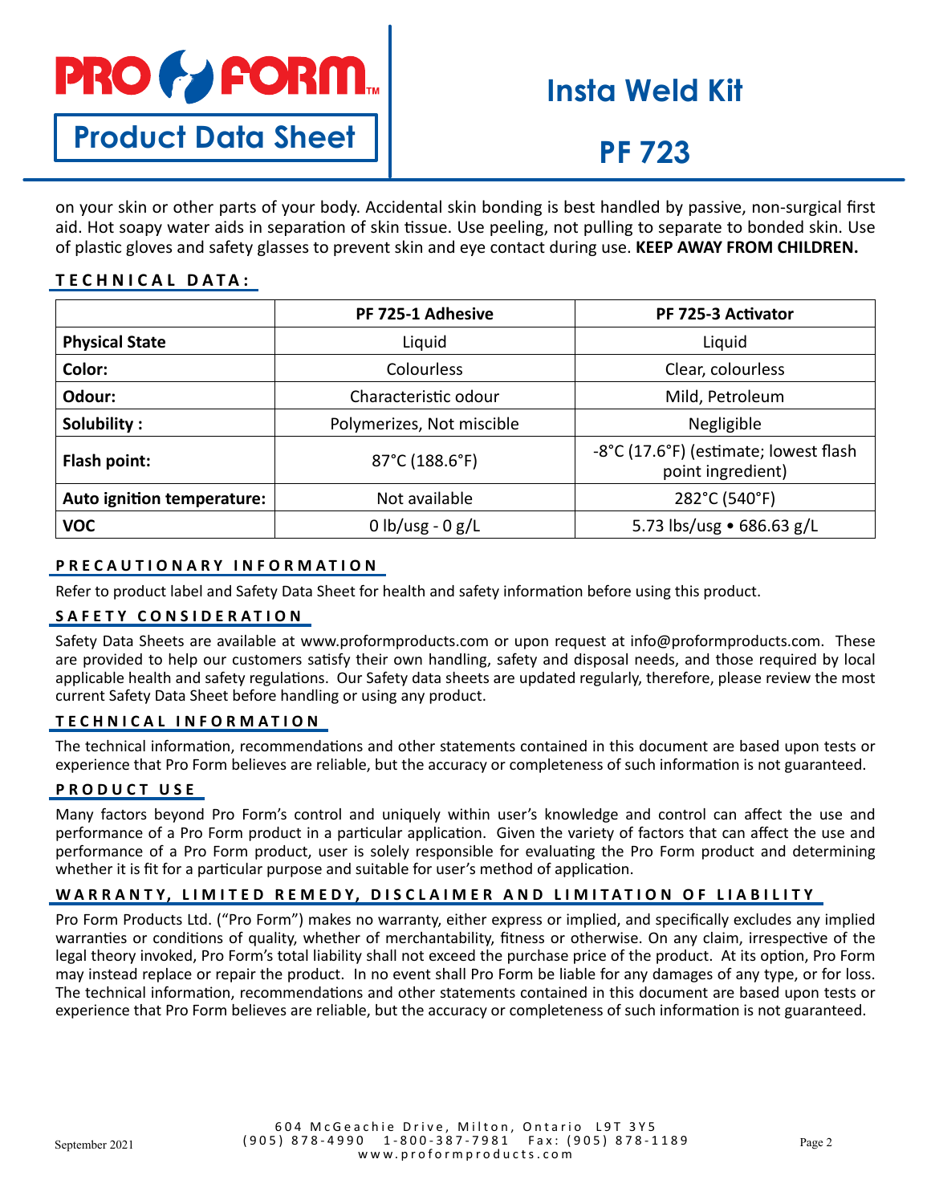on your skin or other parts of your body. Accidental skin bonding is best handled by passive, non-surgical first aid. Hot soapy water aids in separation of skin tissue. Use peeling, not pulling to separate to bonded skin. Use of plastic gloves and safety glasses to prevent skin and eye contact during use. **KEEP AWAY FROM CHILDREN.**

## TECHNICAL DATA:

| | PF 725-1 Adhesive | PF 725-3 Activator |
|---|---|---|
| **Physical State** | Liquid | Liquid |
| **Color:** | Colourless | Clear, colourless |
| **Odour:** | Characteristic odour | Mild, Petroleum |
| **Solubility :** | Polymerizes, Not miscible | Negligible |
| **Flash point:** | 87°C (188.6°F) | -8°C (17.6°F) (estimate; lowest flash point ingredient) |
| **Auto ignition temperature:** | Not available | 282°C (540°F) |
| **VOC** | 0 lb/usg - 0 g/L | 5.73 lbs/usg • 686.63 g/L |

## PRECAUTIONARY INFORMATION

Refer to product label and Safety Data Sheet for health and safety information before using this product.

## SAFETY CONSIDERATION

Safety Data Sheets are available at www.proformproducts.com or upon request at info@proformproducts.com. These are provided to help our customers satisfy their own handling, safety and disposal needs, and those required by local applicable health and safety regulations. Our Safety data sheets are updated regularly, therefore, please review the most current Safety Data Sheet before handling or using any product.

## TECHNICAL INFORMATION

The technical information, recommendations and other statements contained in this document are based upon tests or experience that Pro Form believes are reliable, but the accuracy or completeness of such information is not guaranteed.

## PRODUCT USE

Many factors beyond Pro Form's control and uniquely within user's knowledge and control can affect the use and performance of a Pro Form product in a particular application. Given the variety of factors that can affect the use and performance of a Pro Form product, user is solely responsible for evaluating the Pro Form product and determining whether it is fit for a particular purpose and suitable for user's method of application.

## WARRANTY, LIMITED REMEDY, DISCLAIMER AND LIMITATION OF LIABILITY

Pro Form Products Ltd. ("Pro Form") makes no warranty, either express or implied, and specifically excludes any implied warranties or conditions of quality, whether of merchantability, fitness or otherwise. On any claim, irrespective of the legal theory invoked, Pro Form's total liability shall not exceed the purchase price of the product. At its option, Pro Form may instead replace or repair the product. In no event shall Pro Form be liable for any damages of any type, or for loss. The technical information, recommendations and other statements contained in this document are based upon tests or experience that Pro Form believes are reliable, but the accuracy or completeness of such information is not guaranteed.